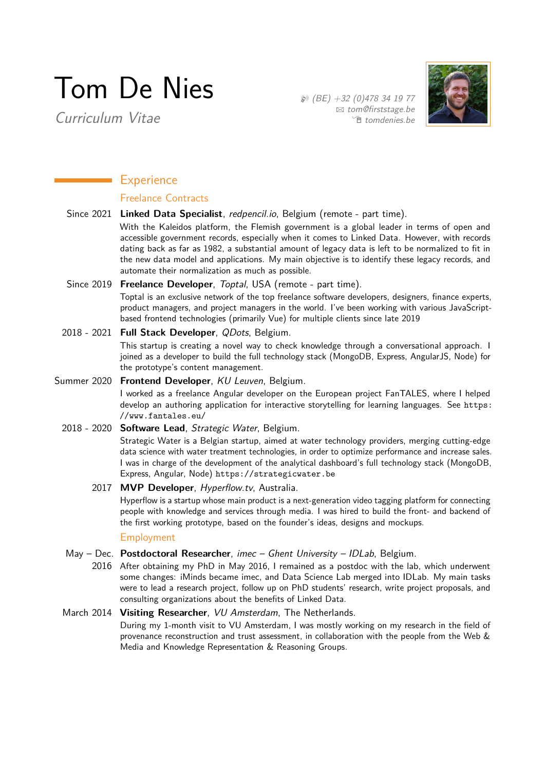# Tom De Nies

*Curriculum Vitae*

(BE) +32 (0)478 34 19 77
tom@firststage.be
tomdenies.be

## Experience

### Freelance Contracts

**Since 2021** — **Linked Data Specialist**, *redpencil.io*, Belgium (remote - part time).
With the Kaleidos platform, the Flemish government is a global leader in terms of open and accessible government records, especially when it comes to Linked Data. However, with records dating back as far as 1982, a substantial amount of legacy data is left to be normalized to fit in the new data model and applications. My main objective is to identify these legacy records, and automate their normalization as much as possible.

**Since 2019** — **Freelance Developer**, *Toptal*, USA (remote - part time).
Toptal is an exclusive network of the top freelance software developers, designers, finance experts, product managers, and project managers in the world. I've been working with various JavaScript-based frontend technologies (primarily Vue) for multiple clients since late 2019

**2018 - 2021** — **Full Stack Developer**, *QDots*, Belgium.
This startup is creating a novel way to check knowledge through a conversational approach. I joined as a developer to build the full technology stack (MongoDB, Express, AngularJS, Node) for the prototype's content management.

**Summer 2020** — **Frontend Developer**, *KU Leuven*, Belgium.
I worked as a freelance Angular developer on the European project FanTALES, where I helped develop an authoring application for interactive storytelling for learning languages. See `https://www.fantales.eu/`

**2018 - 2020** — **Software Lead**, *Strategic Water*, Belgium.
Strategic Water is a Belgian startup, aimed at water technology providers, merging cutting-edge data science with water treatment technologies, in order to optimize performance and increase sales. I was in charge of the development of the analytical dashboard's full technology stack (MongoDB, Express, Angular, Node) `https://strategicwater.be`

**2017** — **MVP Developer**, *Hyperflow.tv*, Australia.
Hyperflow is a startup whose main product is a next-generation video tagging platform for connecting people with knowledge and services through media. I was hired to build the front- and backend of the first working prototype, based on the founder's ideas, designs and mockups.

### Employment

**May – Dec. 2016** — **Postdoctoral Researcher**, *imec – Ghent University – IDLab*, Belgium.
After obtaining my PhD in May 2016, I remained as a postdoc with the lab, which underwent some changes: iMinds became imec, and Data Science Lab merged into IDLab. My main tasks were to lead a research project, follow up on PhD students' research, write project proposals, and consulting organizations about the benefits of Linked Data.

**March 2014** — **Visiting Researcher**, *VU Amsterdam*, The Netherlands.
During my 1-month visit to VU Amsterdam, I was mostly working on my research in the field of provenance reconstruction and trust assessment, in collaboration with the people from the Web & Media and Knowledge Representation & Reasoning Groups.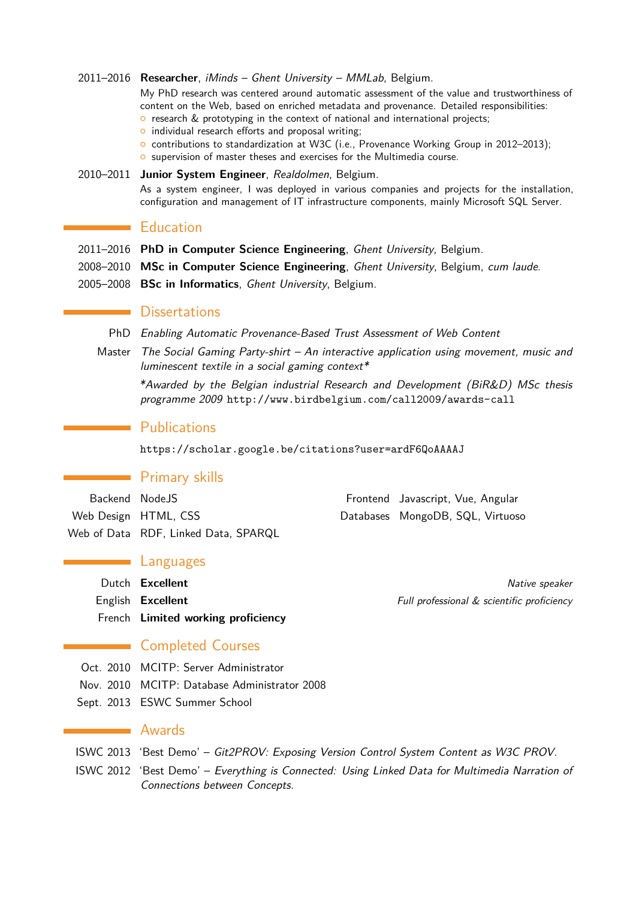2011–2016 **Researcher**, *iMinds – Ghent University – MMLab*, Belgium.
My PhD research was centered around automatic assessment of the value and trustworthiness of content on the Web, based on enriched metadata and provenance. Detailed responsibilities:
- research & prototyping in the context of national and international projects;
- individual research efforts and proposal writing;
- contributions to standardization at W3C (i.e., Provenance Working Group in 2012–2013);
- supervision of master theses and exercises for the Multimedia course.

2010–2011 **Junior System Engineer**, *Realdolmen*, Belgium.
As a system engineer, I was deployed in various companies and projects for the installation, configuration and management of IT infrastructure components, mainly Microsoft SQL Server.

## Education

2011–2016 **PhD in Computer Science Engineering**, *Ghent University*, Belgium.

2008–2010 **MSc in Computer Science Engineering**, *Ghent University*, Belgium, *cum laude*.

2005–2008 **BSc in Informatics**, *Ghent University*, Belgium.

## Dissertations

PhD *Enabling Automatic Provenance-Based Trust Assessment of Web Content*

Master *The Social Gaming Party-shirt – An interactive application using movement, music and luminescent textile in a social gaming context**

**Awarded by the Belgian industrial Research and Development (BiR&D) MSc thesis programme 2009* http://www.birdbelgium.com/call2009/awards-call

## Publications

https://scholar.google.be/citations?user=ardF6QoAAAAJ

## Primary skills

Backend NodeJS

Web Design HTML, CSS

Web of Data RDF, Linked Data, SPARQL

Frontend Javascript, Vue, Angular

Databases MongoDB, SQL, Virtuoso

## Languages

Dutch **Excellent** *Native speaker*

English **Excellent** *Full professional & scientific proficiency*

French **Limited working proficiency**

## Completed Courses

Oct. 2010 MCITP: Server Administrator

Nov. 2010 MCITP: Database Administrator 2008

Sept. 2013 ESWC Summer School

## Awards

ISWC 2013 'Best Demo' – *Git2PROV: Exposing Version Control System Content as W3C PROV.*

ISWC 2012 'Best Demo' – *Everything is Connected: Using Linked Data for Multimedia Narration of Connections between Concepts.*